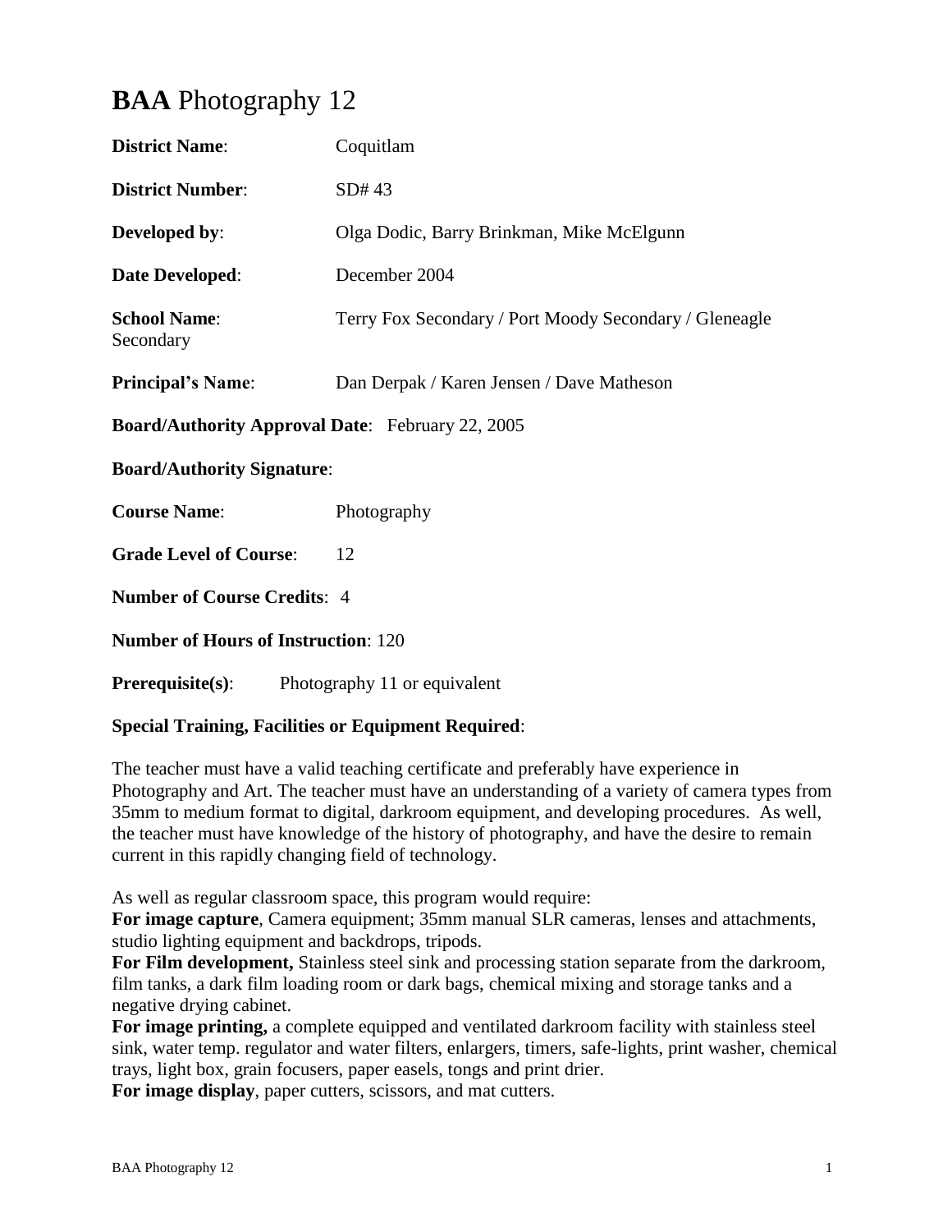# **BAA** Photography 12

**District Name**: Coquitlam

**District Number**: SD# 43

**Developed by**: Olga Dodic, Barry Brinkman, Mike McElgunn

**Date Developed**: December 2004

**School Name**: Terry Fox Secondary / Port Moody Secondary / Gleneagle Secondary

**Principal's Name**: Dan Derpak / Karen Jensen / Dave Matheson

**Board/Authority Approval Date**: February 22, 2005

**Board/Authority Signature**:

**Course Name**: Photography

**Grade Level of Course**: 12

**Number of Course Credits**: 4

**Number of Hours of Instruction**: 120

**Prerequisite(s)**: Photography 11 or equivalent

**Special Training, Facilities or Equipment Required**:

The teacher must have a valid teaching certificate and preferably have experience in Photography and Art. The teacher must have an understanding of a variety of camera types from 35mm to medium format to digital, darkroom equipment, and developing procedures. As well, the teacher must have knowledge of the history of photography, and have the desire to remain current in this rapidly changing field of technology.

As well as regular classroom space, this program would require:
**For image capture**, Camera equipment; 35mm manual SLR cameras, lenses and attachments, studio lighting equipment and backdrops, tripods.
**For Film development,** Stainless steel sink and processing station separate from the darkroom, film tanks, a dark film loading room or dark bags, chemical mixing and storage tanks and a negative drying cabinet.
**For image printing,** a complete equipped and ventilated darkroom facility with stainless steel sink, water temp. regulator and water filters, enlargers, timers, safe-lights, print washer, chemical trays, light box, grain focusers, paper easels, tongs and print drier.
**For image display**, paper cutters, scissors, and mat cutters.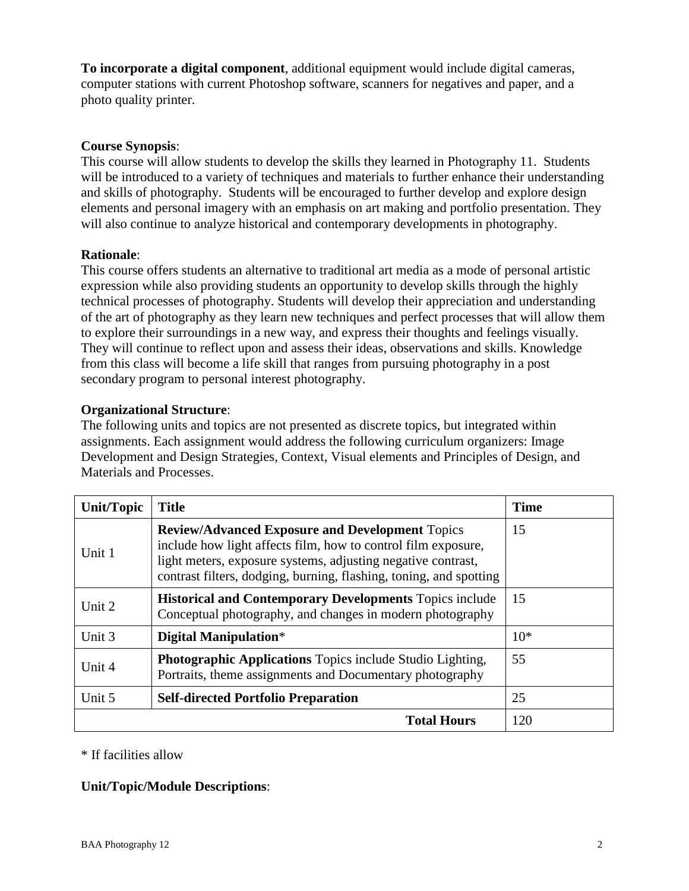**To incorporate a digital component**, additional equipment would include digital cameras, computer stations with current Photoshop software, scanners for negatives and paper, and a photo quality printer.

**Course Synopsis**:
This course will allow students to develop the skills they learned in Photography 11. Students will be introduced to a variety of techniques and materials to further enhance their understanding and skills of photography. Students will be encouraged to further develop and explore design elements and personal imagery with an emphasis on art making and portfolio presentation. They will also continue to analyze historical and contemporary developments in photography.

**Rationale**:
This course offers students an alternative to traditional art media as a mode of personal artistic expression while also providing students an opportunity to develop skills through the highly technical processes of photography. Students will develop their appreciation and understanding of the art of photography as they learn new techniques and perfect processes that will allow them to explore their surroundings in a new way, and express their thoughts and feelings visually. They will continue to reflect upon and assess their ideas, observations and skills. Knowledge from this class will become a life skill that ranges from pursuing photography in a post secondary program to personal interest photography.

**Organizational Structure**:
The following units and topics are not presented as discrete topics, but integrated within assignments. Each assignment would address the following curriculum organizers: Image Development and Design Strategies, Context, Visual elements and Principles of Design, and Materials and Processes.

| Unit/Topic | Title | Time |
|---|---|---|
| Unit 1 | **Review/Advanced Exposure and Development** Topics include how light affects film, how to control film exposure, light meters, exposure systems, adjusting negative contrast, contrast filters, dodging, burning, flashing, toning, and spotting | 15 |
| Unit 2 | **Historical and Contemporary Developments** Topics include Conceptual photography, and changes in modern photography | 15 |
| Unit 3 | **Digital Manipulation*** | 10* |
| Unit 4 | **Photographic Applications** Topics include Studio Lighting, Portraits, theme assignments and Documentary photography | 55 |
| Unit 5 | **Self-directed Portfolio Preparation** | 25 |
| | **Total Hours** | 120 |

* If facilities allow

**Unit/Topic/Module Descriptions**: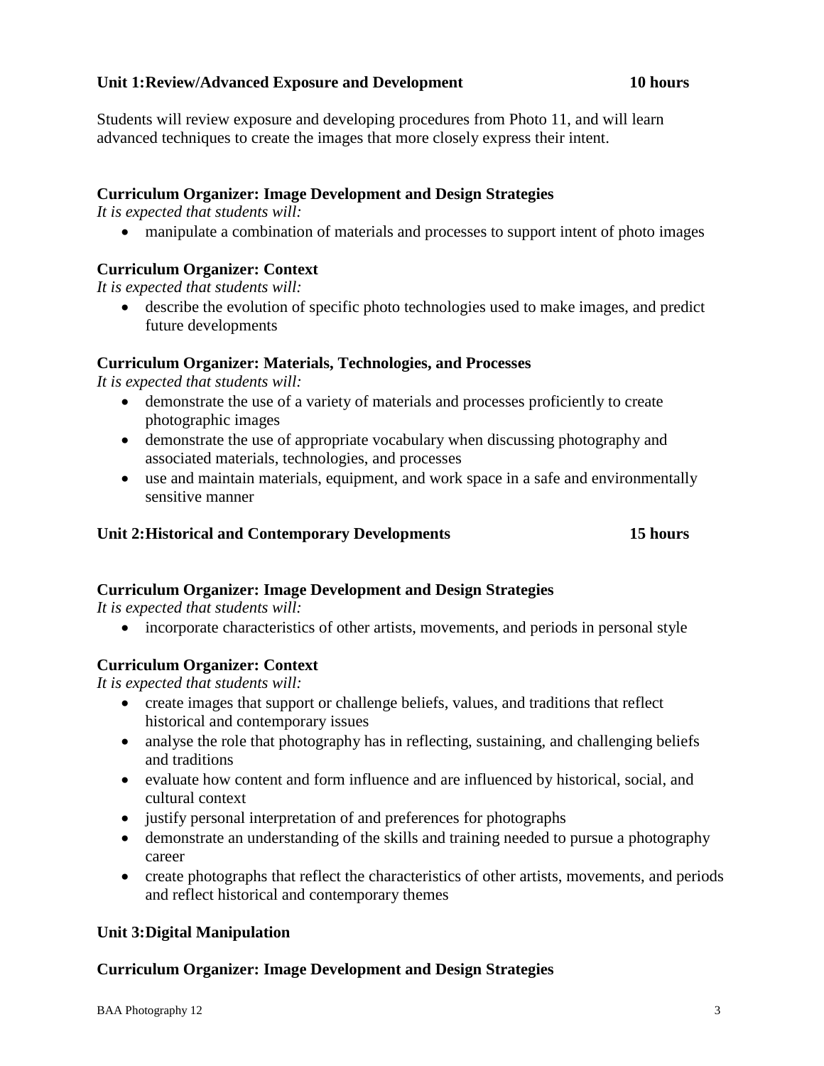## Unit 1: Review/Advanced Exposure and Development — 10 hours

Students will review exposure and developing procedures from Photo 11, and will learn advanced techniques to create the images that more closely express their intent.

### Curriculum Organizer: Image Development and Design Strategies

*It is expected that students will:*

- manipulate a combination of materials and processes to support intent of photo images

### Curriculum Organizer: Context

*It is expected that students will:*

- describe the evolution of specific photo technologies used to make images, and predict future developments

### Curriculum Organizer: Materials, Technologies, and Processes

*It is expected that students will:*

- demonstrate the use of a variety of materials and processes proficiently to create photographic images
- demonstrate the use of appropriate vocabulary when discussing photography and associated materials, technologies, and processes
- use and maintain materials, equipment, and work space in a safe and environmentally sensitive manner

## Unit 2: Historical and Contemporary Developments — 15 hours

### Curriculum Organizer: Image Development and Design Strategies

*It is expected that students will:*

- incorporate characteristics of other artists, movements, and periods in personal style

### Curriculum Organizer: Context

*It is expected that students will:*

- create images that support or challenge beliefs, values, and traditions that reflect historical and contemporary issues
- analyse the role that photography has in reflecting, sustaining, and challenging beliefs and traditions
- evaluate how content and form influence and are influenced by historical, social, and cultural context
- justify personal interpretation of and preferences for photographs
- demonstrate an understanding of the skills and training needed to pursue a photography career
- create photographs that reflect the characteristics of other artists, movements, and periods and reflect historical and contemporary themes

## Unit 3: Digital Manipulation

### Curriculum Organizer: Image Development and Design Strategies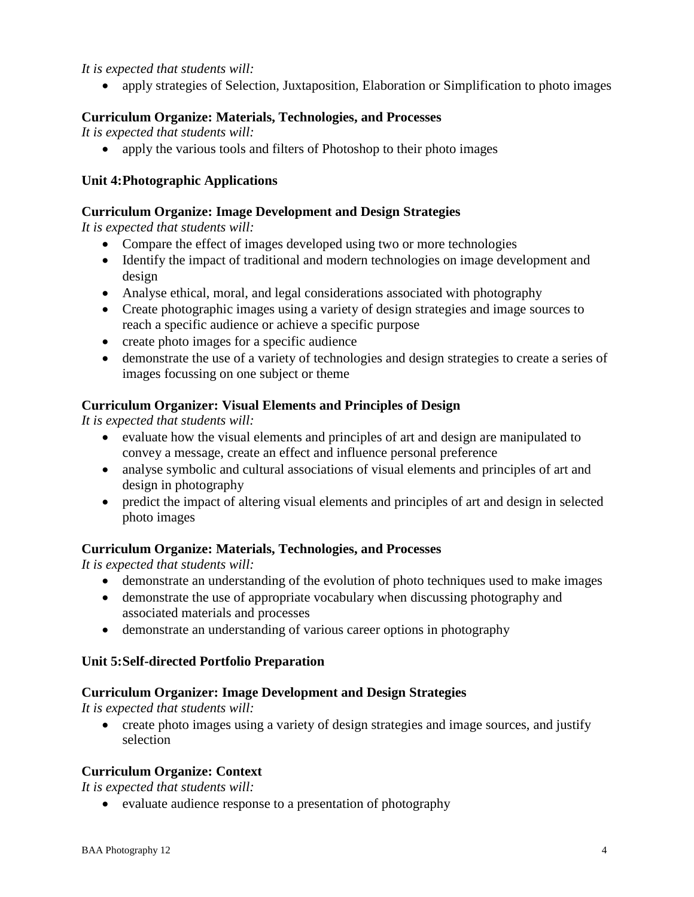*It is expected that students will:*

- apply strategies of Selection, Juxtaposition, Elaboration or Simplification to photo images

**Curriculum Organize: Materials, Technologies, and Processes**

*It is expected that students will:*

- apply the various tools and filters of Photoshop to their photo images

## Unit 4:Photographic Applications

**Curriculum Organize: Image Development and Design Strategies**

*It is expected that students will:*

- Compare the effect of images developed using two or more technologies
- Identify the impact of traditional and modern technologies on image development and design
- Analyse ethical, moral, and legal considerations associated with photography
- Create photographic images using a variety of design strategies and image sources to reach a specific audience or achieve a specific purpose
- create photo images for a specific audience
- demonstrate the use of a variety of technologies and design strategies to create a series of images focussing on one subject or theme

**Curriculum Organizer: Visual Elements and Principles of Design**

*It is expected that students will:*

- evaluate how the visual elements and principles of art and design are manipulated to convey a message, create an effect and influence personal preference
- analyse symbolic and cultural associations of visual elements and principles of art and design in photography
- predict the impact of altering visual elements and principles of art and design in selected photo images

**Curriculum Organize: Materials, Technologies, and Processes**

*It is expected that students will:*

- demonstrate an understanding of the evolution of photo techniques used to make images
- demonstrate the use of appropriate vocabulary when discussing photography and associated materials and processes
- demonstrate an understanding of various career options in photography

## Unit 5:Self-directed Portfolio Preparation

**Curriculum Organizer: Image Development and Design Strategies**

*It is expected that students will:*

- create photo images using a variety of design strategies and image sources, and justify selection

**Curriculum Organize: Context**

*It is expected that students will:*

- evaluate audience response to a presentation of photography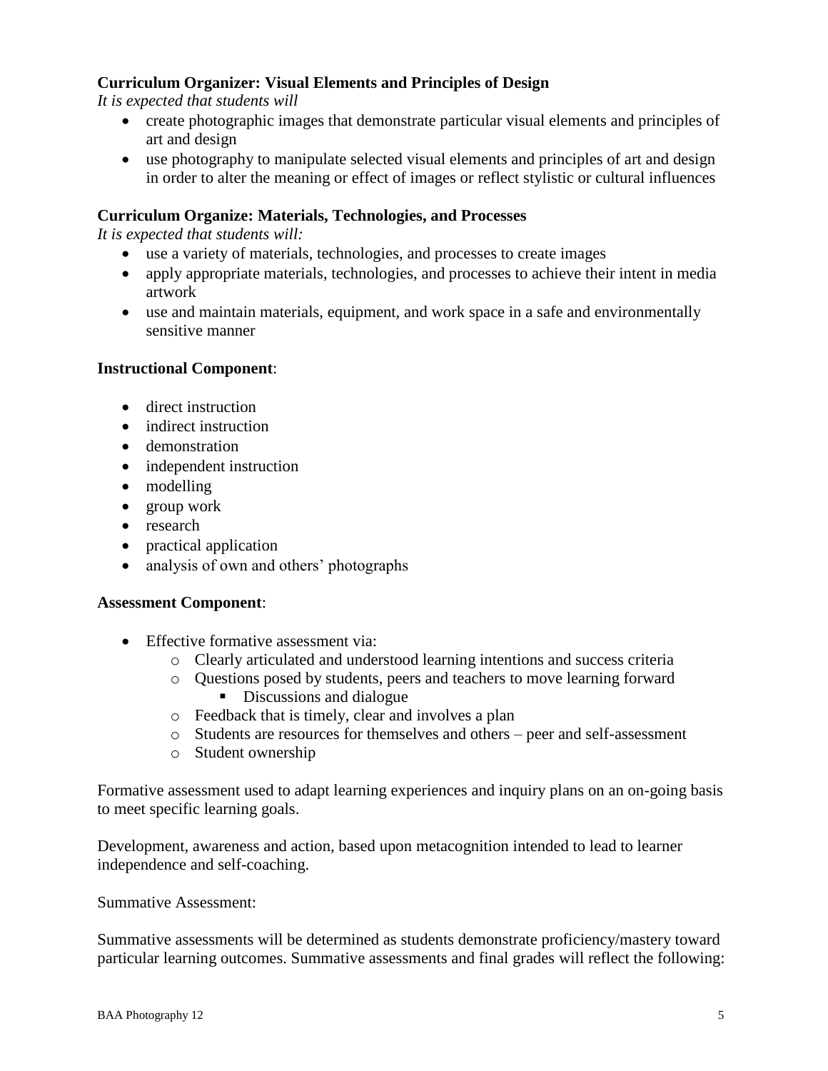**Curriculum Organizer: Visual Elements and Principles of Design**

*It is expected that students will*

- create photographic images that demonstrate particular visual elements and principles of art and design
- use photography to manipulate selected visual elements and principles of art and design in order to alter the meaning or effect of images or reflect stylistic or cultural influences

**Curriculum Organize: Materials, Technologies, and Processes**

*It is expected that students will:*

- use a variety of materials, technologies, and processes to create images
- apply appropriate materials, technologies, and processes to achieve their intent in media artwork
- use and maintain materials, equipment, and work space in a safe and environmentally sensitive manner

**Instructional Component**:

- direct instruction
- indirect instruction
- demonstration
- independent instruction
- modelling
- group work
- research
- practical application
- analysis of own and others' photographs

**Assessment Component**:

- Effective formative assessment via:
  - Clearly articulated and understood learning intentions and success criteria
  - Questions posed by students, peers and teachers to move learning forward
    - Discussions and dialogue
  - Feedback that is timely, clear and involves a plan
  - Students are resources for themselves and others – peer and self-assessment
  - Student ownership

Formative assessment used to adapt learning experiences and inquiry plans on an on-going basis to meet specific learning goals.

Development, awareness and action, based upon metacognition intended to lead to learner independence and self-coaching.

Summative Assessment:

Summative assessments will be determined as students demonstrate proficiency/mastery toward particular learning outcomes. Summative assessments and final grades will reflect the following: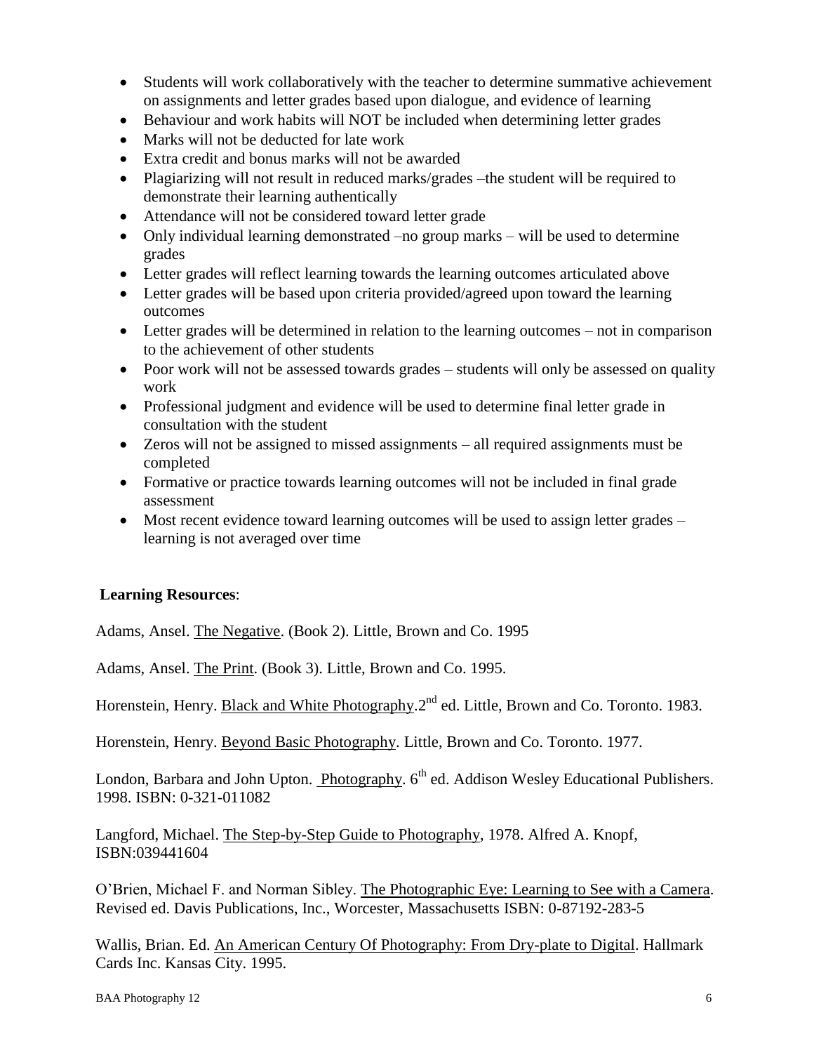- Students will work collaboratively with the teacher to determine summative achievement on assignments and letter grades based upon dialogue, and evidence of learning
- Behaviour and work habits will NOT be included when determining letter grades
- Marks will not be deducted for late work
- Extra credit and bonus marks will not be awarded
- Plagiarizing will not result in reduced marks/grades –the student will be required to demonstrate their learning authentically
- Attendance will not be considered toward letter grade
- Only individual learning demonstrated –no group marks – will be used to determine grades
- Letter grades will reflect learning towards the learning outcomes articulated above
- Letter grades will be based upon criteria provided/agreed upon toward the learning outcomes
- Letter grades will be determined in relation to the learning outcomes – not in comparison to the achievement of other students
- Poor work will not be assessed towards grades – students will only be assessed on quality work
- Professional judgment and evidence will be used to determine final letter grade in consultation with the student
- Zeros will not be assigned to missed assignments – all required assignments must be completed
- Formative or practice towards learning outcomes will not be included in final grade assessment
- Most recent evidence toward learning outcomes will be used to assign letter grades – learning is not averaged over time

**Learning Resources**:

Adams, Ansel. The Negative. (Book 2). Little, Brown and Co. 1995

Adams, Ansel. The Print. (Book 3). Little, Brown and Co. 1995.

Horenstein, Henry. Black and White Photography.2nd ed. Little, Brown and Co. Toronto. 1983.

Horenstein, Henry. Beyond Basic Photography. Little, Brown and Co. Toronto. 1977.

London, Barbara and John Upton. Photography. 6th ed. Addison Wesley Educational Publishers. 1998. ISBN: 0-321-011082

Langford, Michael. The Step-by-Step Guide to Photography, 1978. Alfred A. Knopf, ISBN:039441604

O'Brien, Michael F. and Norman Sibley. The Photographic Eye: Learning to See with a Camera. Revised ed. Davis Publications, Inc., Worcester, Massachusetts ISBN: 0-87192-283-5

Wallis, Brian. Ed. An American Century Of Photography: From Dry-plate to Digital. Hallmark Cards Inc. Kansas City. 1995.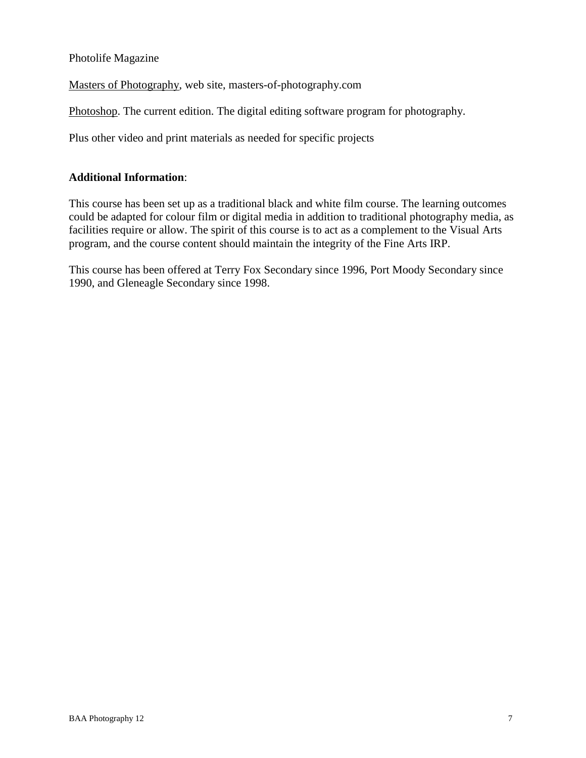Photolife Magazine

Masters of Photography, web site, masters-of-photography.com

Photoshop. The current edition. The digital editing software program for photography.

Plus other video and print materials as needed for specific projects

**Additional Information**:

This course has been set up as a traditional black and white film course. The learning outcomes could be adapted for colour film or digital media in addition to traditional photography media, as facilities require or allow. The spirit of this course is to act as a complement to the Visual Arts program, and the course content should maintain the integrity of the Fine Arts IRP.

This course has been offered at Terry Fox Secondary since 1996, Port Moody Secondary since 1990, and Gleneagle Secondary since 1998.